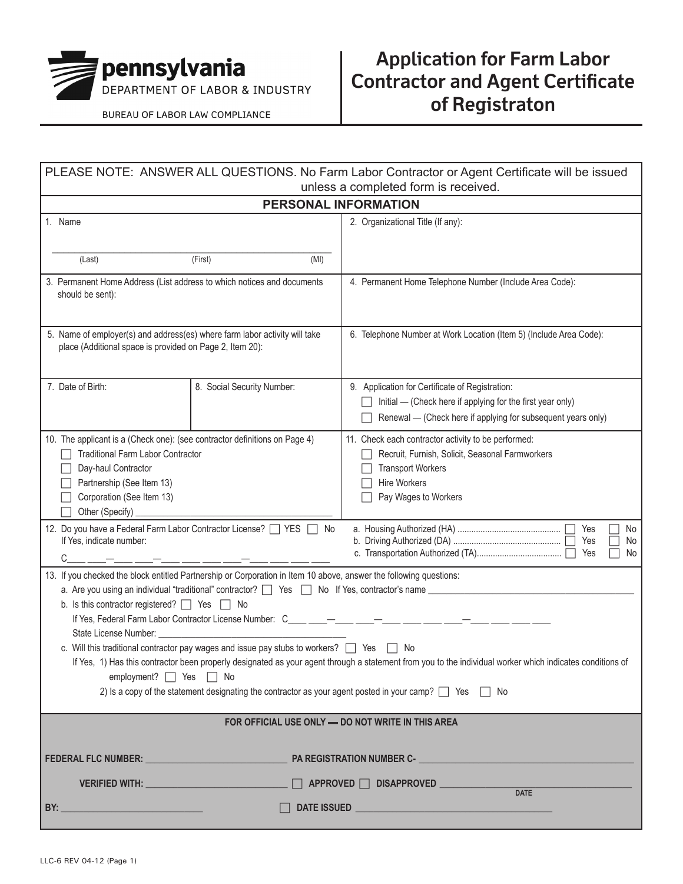pennsylvania
DEPARTMENT OF LABOR & INDUSTRY

BUREAU OF LABOR LAW COMPLIANCE

# Application for Farm Labor Contractor and Agent Certificate of Registraton

PLEASE NOTE: ANSWER ALL QUESTIONS. No Farm Labor Contractor or Agent Certificate will be issued unless a completed form is received.

## PERSONAL INFORMATION

1. Name

_______________________________________________
(Last) (First) (MI)

2. Organizational Title (If any):

3. Permanent Home Address (List address to which notices and documents should be sent):

4. Permanent Home Telephone Number (Include Area Code):

5. Name of employer(s) and address(es) where farm labor activity will take place (Additional space is provided on Page 2, Item 20):

6. Telephone Number at Work Location (Item 5) (Include Area Code):

7. Date of Birth:

8. Social Security Number:

9. Application for Certificate of Registration:
   - ☐ Initial — (Check here if applying for the first year only)
   - ☐ Renewal — (Check here if applying for subsequent years only)

10. The applicant is a (Check one): (see contractor definitions on Page 4)
    - ☐ Traditional Farm Labor Contractor
    - ☐ Day-haul Contractor
    - ☐ Partnership (See Item 13)
    - ☐ Corporation (See Item 13)
    - ☐ Other (Specify) ______________________________

11. Check each contractor activity to be performed:
    - ☐ Recruit, Furnish, Solicit, Seasonal Farmworkers
    - ☐ Transport Workers
    - ☐ Hire Workers
    - ☐ Pay Wages to Workers

12. Do you have a Federal Farm Labor Contractor License? ☐ YES ☐ No
    If Yes, indicate number:
    C____ ____—____ ____—____ ____ ____ ____—____ ____ ____ ____

    a. Housing Authorized (HA) .............................................. ☐ Yes ☐ No
    b. Driving Authorized (DA) ............................................... ☐ Yes ☐ No
    c. Transportation Authorized (TA)..................................... ☐ Yes ☐ No

13. If you checked the block entitled Partnership or Corporation in Item 10 above, answer the following questions:

    a. Are you using an individual "traditional" contractor? ☐ Yes ☐ No If Yes, contractor's name ______________________________

    b. Is this contractor registered? ☐ Yes ☐ No
       If Yes, Federal Farm Labor Contractor License Number: C____ ____—____ ____—____ ____ ____ ____—____ ____ ____ ____
       State License Number: ______________________________

    c. Will this traditional contractor pay wages and issue pay stubs to workers? ☐ Yes ☐ No
       If Yes, 1) Has this contractor been properly designated as your agent through a statement from you to the individual worker which indicates conditions of employment? ☐ Yes ☐ No
       2) Is a copy of the statement designating the contractor as your agent posted in your camp? ☐ Yes ☐ No

**FOR OFFICIAL USE ONLY — DO NOT WRITE IN THIS AREA**

**FEDERAL FLC NUMBER:** ______________________ **PA REGISTRATION NUMBER C-** ______________________

**VERIFIED WITH:** ______________________ ☐ **APPROVED** ☐ **DISAPPROVED** ______________________
**DATE**

**BY:** ______________________ ☐ **DATE ISSUED** ______________________

LLC-6 REV 04-12 (Page 1)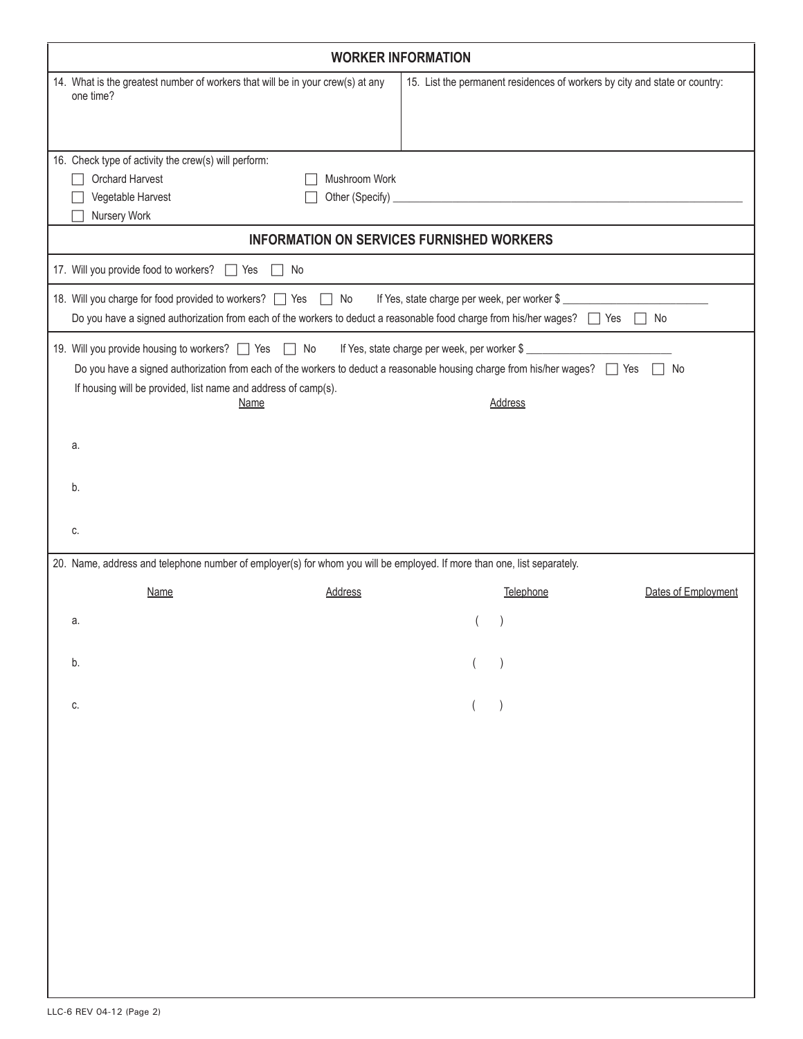## WORKER INFORMATION

14. What is the greatest number of workers that will be in your crew(s) at any one time?

15. List the permanent residences of workers by city and state or country:

16. Check type of activity the crew(s) will perform:

- ☐ Orchard Harvest
- ☐ Vegetable Harvest
- ☐ Nursery Work
- ☐ Mushroom Work
- ☐ Other (Specify) ______________________________

## INFORMATION ON SERVICES FURNISHED WORKERS

17. Will you provide food to workers? ☐ Yes ☐ No

18. Will you charge for food provided to workers? ☐ Yes ☐ No If Yes, state charge per week, per worker $ ______________

Do you have a signed authorization from each of the workers to deduct a reasonable food charge from his/her wages? ☐ Yes ☐ No

19. Will you provide housing to workers? ☐ Yes ☐ No If Yes, state charge per week, per worker $ ______________

Do you have a signed authorization from each of the workers to deduct a reasonable housing charge from his/her wages? ☐ Yes ☐ No

If housing will be provided, list name and address of camp(s).

| | Name | Address |
|---|---|---|
| a. | | |
| b. | | |
| c. | | |

20. Name, address and telephone number of employer(s) for whom you will be employed. If more than one, list separately.

| | Name | Address | Telephone | Dates of Employment |
|---|---|---|---|---|
| a. | | | ( ) | |
| b. | | | ( ) | |
| c. | | | ( ) | |

LLC-6 REV 04-12 (Page 2)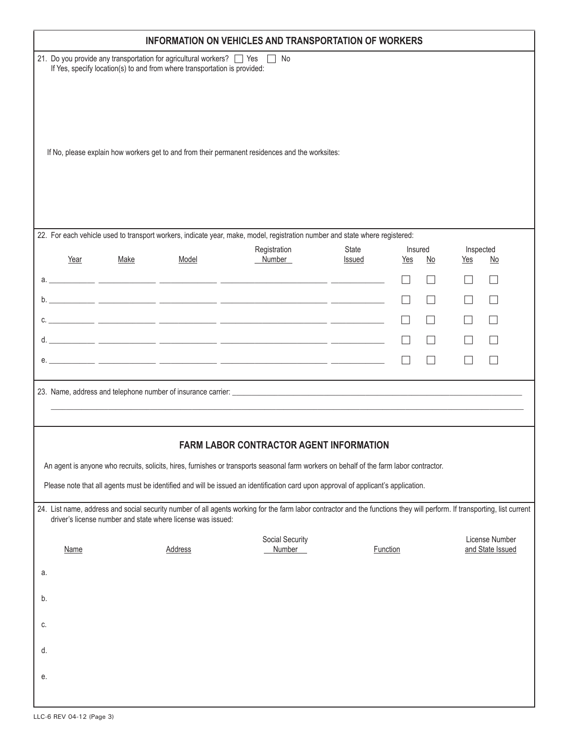## INFORMATION ON VEHICLES AND TRANSPORTATION OF WORKERS

21. Do you provide any transportation for agricultural workers? ☐ Yes ☐ No
    If Yes, specify location(s) to and from where transportation is provided:

    If No, please explain how workers get to and from their permanent residences and the worksites:

22. For each vehicle used to transport workers, indicate year, make, model, registration number and state where registered:

| | Year | Make | Model | Registration Number | State Issued | Insured Yes | Insured No | Inspected Yes | Inspected No |
|---|---|---|---|---|---|---|---|---|---|
| a. | | | | | | ☐ | ☐ | ☐ | ☐ |
| b. | | | | | | ☐ | ☐ | ☐ | ☐ |
| c. | | | | | | ☐ | ☐ | ☐ | ☐ |
| d. | | | | | | ☐ | ☐ | ☐ | ☐ |
| e. | | | | | | ☐ | ☐ | ☐ | ☐ |

23. Name, address and telephone number of insurance carrier: ____________________

## FARM LABOR CONTRACTOR AGENT INFORMATION

An agent is anyone who recruits, solicits, hires, furnishes or transports seasonal farm workers on behalf of the farm labor contractor.

Please note that all agents must be identified and will be issued an identification card upon approval of applicant's application.

24. List name, address and social security number of all agents working for the farm labor contractor and the functions they will perform. If transporting, list current driver's license number and state where license was issued:

| | Name | Address | Social Security Number | Function | License Number and State Issued |
|---|---|---|---|---|---|
| a. | | | | | |
| b. | | | | | |
| c. | | | | | |
| d. | | | | | |
| e. | | | | | |

LLC-6 REV 04-12 (Page 3)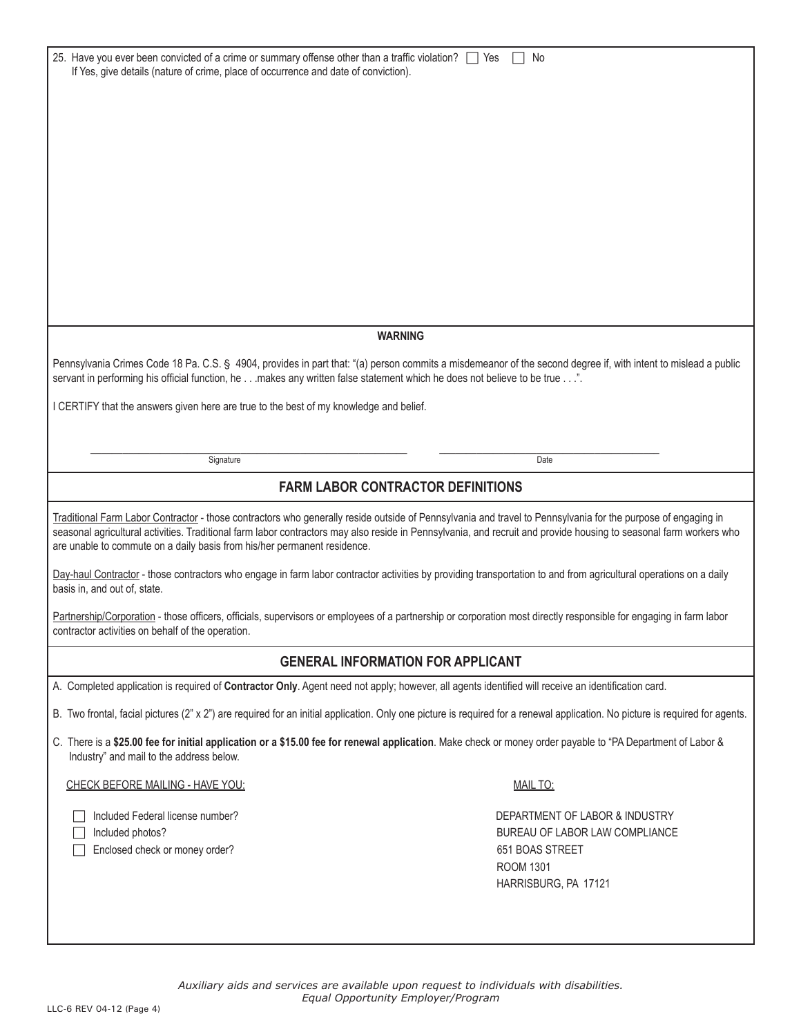25. Have you ever been convicted of a crime or summary offense other than a traffic violation? ☐ Yes ☐ No
If Yes, give details (nature of crime, place of occurrence and date of conviction).

**WARNING**

Pennsylvania Crimes Code 18 Pa. C.S. § 4904, provides in part that: "(a) person commits a misdemeanor of the second degree if, with intent to mislead a public servant in performing his official function, he . . .makes any written false statement which he does not believe to be true . . .".

I CERTIFY that the answers given here are true to the best of my knowledge and belief.

\_\_\_\_\_\_\_\_\_\_\_\_\_\_\_\_\_\_\_\_\_\_\_\_\_\_\_\_\_\_\_\_ Signature

\_\_\_\_\_\_\_\_\_\_\_\_\_\_\_\_\_\_\_\_\_\_\_\_\_\_\_\_\_\_\_\_ Date

## FARM LABOR CONTRACTOR DEFINITIONS

Traditional Farm Labor Contractor - those contractors who generally reside outside of Pennsylvania and travel to Pennsylvania for the purpose of engaging in seasonal agricultural activities. Traditional farm labor contractors may also reside in Pennsylvania, and recruit and provide housing to seasonal farm workers who are unable to commute on a daily basis from his/her permanent residence.

Day-haul Contractor - those contractors who engage in farm labor contractor activities by providing transportation to and from agricultural operations on a daily basis in, and out of, state.

Partnership/Corporation - those officers, officials, supervisors or employees of a partnership or corporation most directly responsible for engaging in farm labor contractor activities on behalf of the operation.

## GENERAL INFORMATION FOR APPLICANT

A. Completed application is required of **Contractor Only**. Agent need not apply; however, all agents identified will receive an identification card.

B. Two frontal, facial pictures (2" x 2") are required for an initial application. Only one picture is required for a renewal application. No picture is required for agents.

C. There is a **$25.00 fee for initial application or a $15.00 fee for renewal application**. Make check or money order payable to "PA Department of Labor & Industry" and mail to the address below.

CHECK BEFORE MAILING - HAVE YOU:

- ☐ Included Federal license number?
- ☐ Included photos?
- ☐ Enclosed check or money order?

MAIL TO:

DEPARTMENT OF LABOR & INDUSTRY
BUREAU OF LABOR LAW COMPLIANCE
651 BOAS STREET
ROOM 1301
HARRISBURG, PA 17121

*Auxiliary aids and services are available upon request to individuals with disabilities.*
*Equal Opportunity Employer/Program*

LLC-6 REV 04-12 (Page 4)